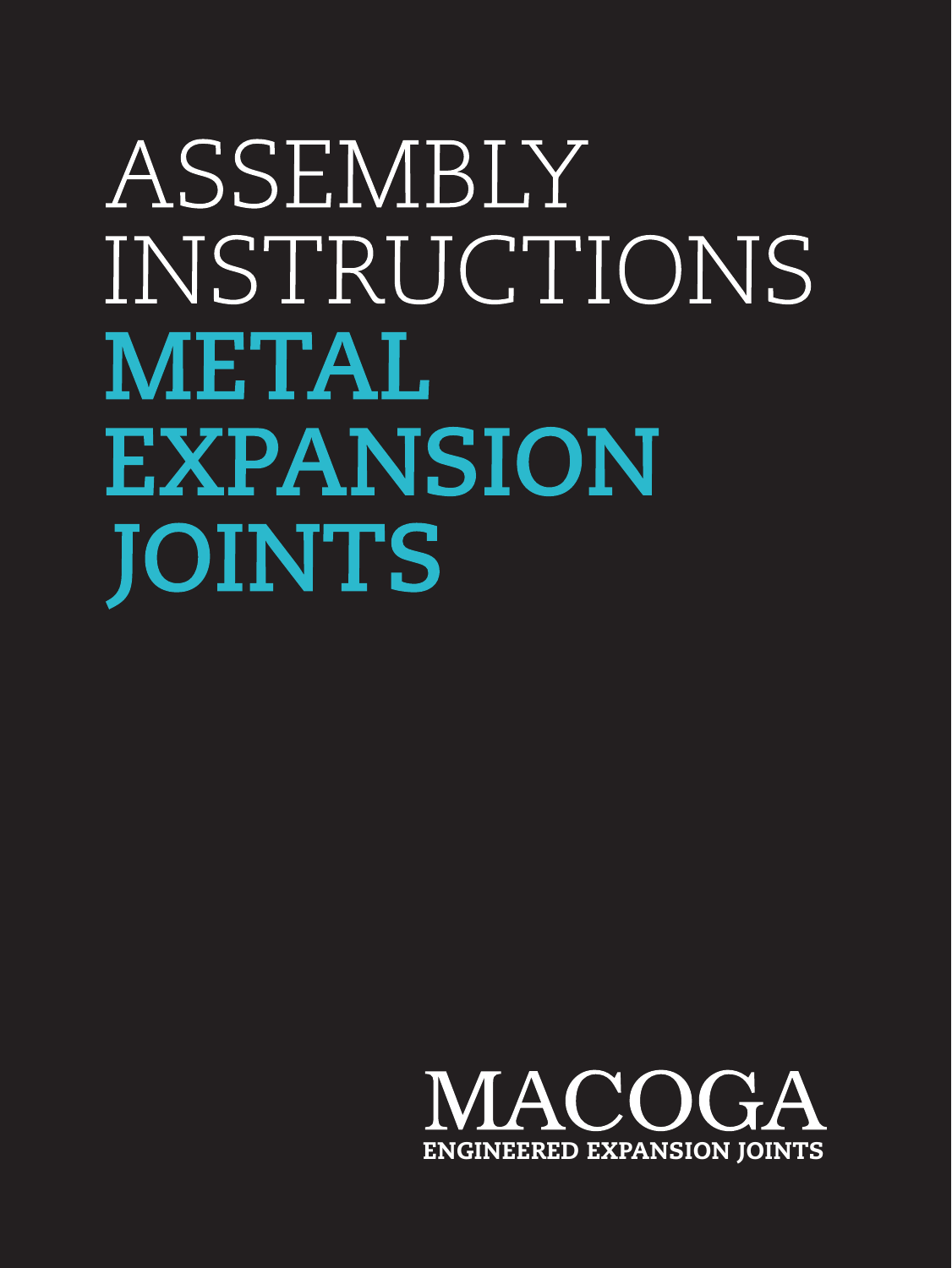# ASSEMBLY INSTRUCTIONS METAL EXPANSION JOINTS

MACOGA

ENGINEERED EXPANSION JOINTS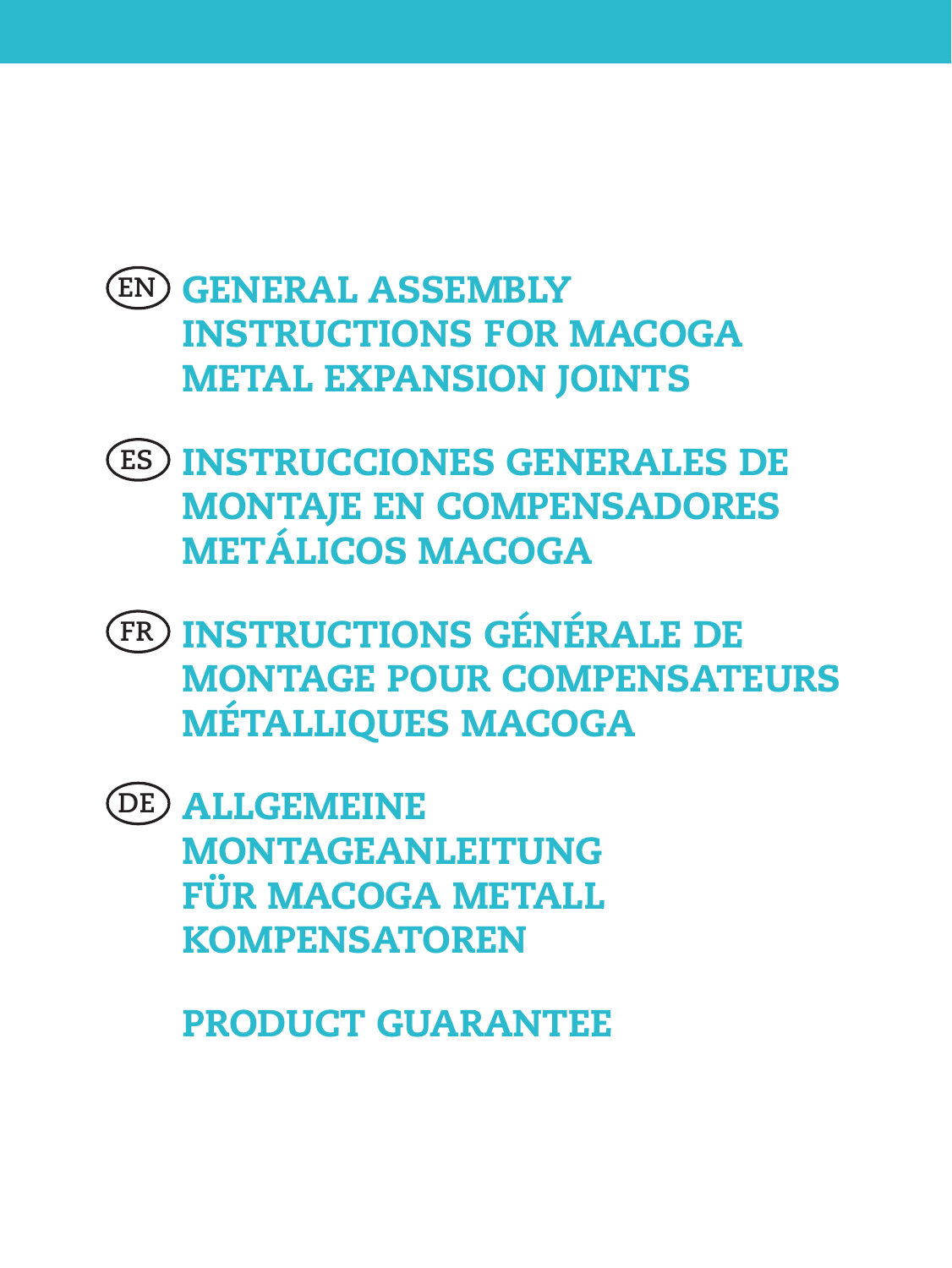# (EN) GENERAL ASSEMBLY INSTRUCTIONS FOR MACOGA METAL EXPANSION JOINTS

# (ES) INSTRUCCIONES GENERALES DE MONTAJE EN COMPENSADORES METÁLICOS MACOGA

# (FR) INSTRUCTIONS GÉNÉRALE DE MONTAGE POUR COMPENSATEURS MÉTALLIQUES MACOGA

# (DE) ALLGEMEINE MONTAGEANLEITUNG FÜR MACOGA METALL KOMPENSATOREN

# PRODUCT GUARANTEE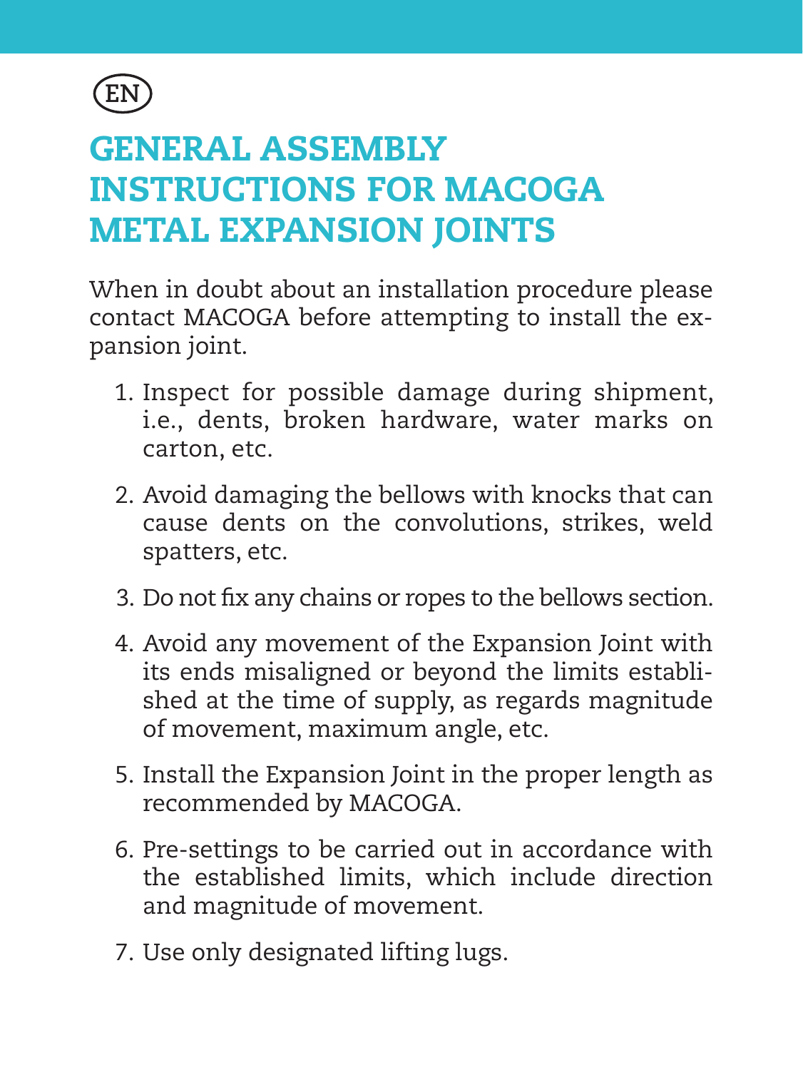(EN)

# GENERAL ASSEMBLY INSTRUCTIONS FOR MACOGA METAL EXPANSION JOINTS

When in doubt about an installation procedure please contact MACOGA before attempting to install the expansion joint.

1. Inspect for possible damage during shipment, i.e., dents, broken hardware, water marks on carton, etc.

2. Avoid damaging the bellows with knocks that can cause dents on the convolutions, strikes, weld spatters, etc.

3. Do not fix any chains or ropes to the bellows section.

4. Avoid any movement of the Expansion Joint with its ends misaligned or beyond the limits established at the time of supply, as regards magnitude of movement, maximum angle, etc.

5. Install the Expansion Joint in the proper length as recommended by MACOGA.

6. Pre-settings to be carried out in accordance with the established limits, which include direction and magnitude of movement.

7. Use only designated lifting lugs.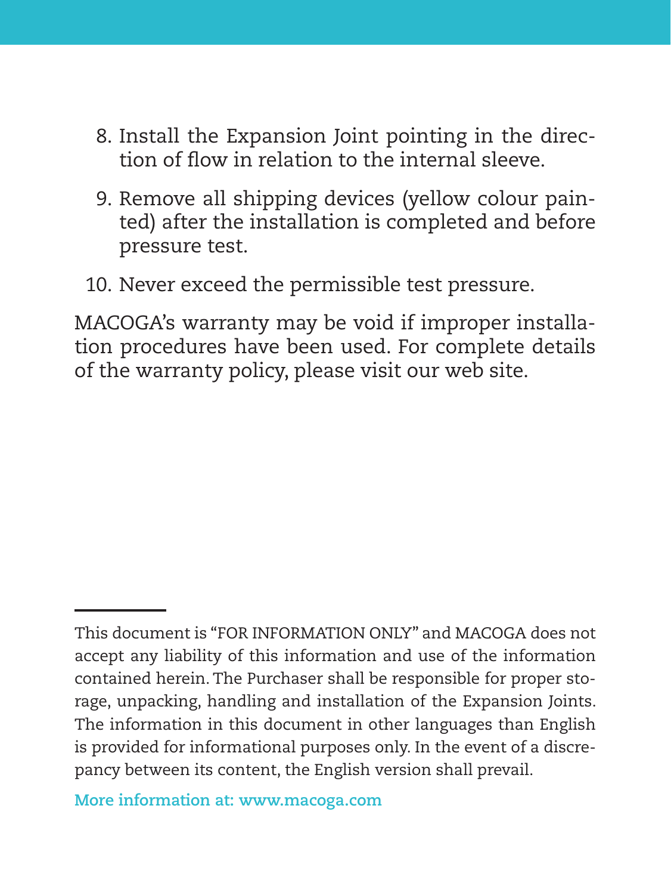8. Install the Expansion Joint pointing in the direction of flow in relation to the internal sleeve.
9. Remove all shipping devices (yellow colour painted) after the installation is completed and before pressure test.
10. Never exceed the permissible test pressure.

MACOGA's warranty may be void if improper installation procedures have been used. For complete details of the warranty policy, please visit our web site.

---

This document is "FOR INFORMATION ONLY" and MACOGA does not accept any liability of this information and use of the information contained herein. The Purchaser shall be responsible for proper storage, unpacking, handling and installation of the Expansion Joints. The information in this document in other languages than English is provided for informational purposes only. In the event of a discrepancy between its content, the English version shall prevail.

**More information at: www.macoga.com**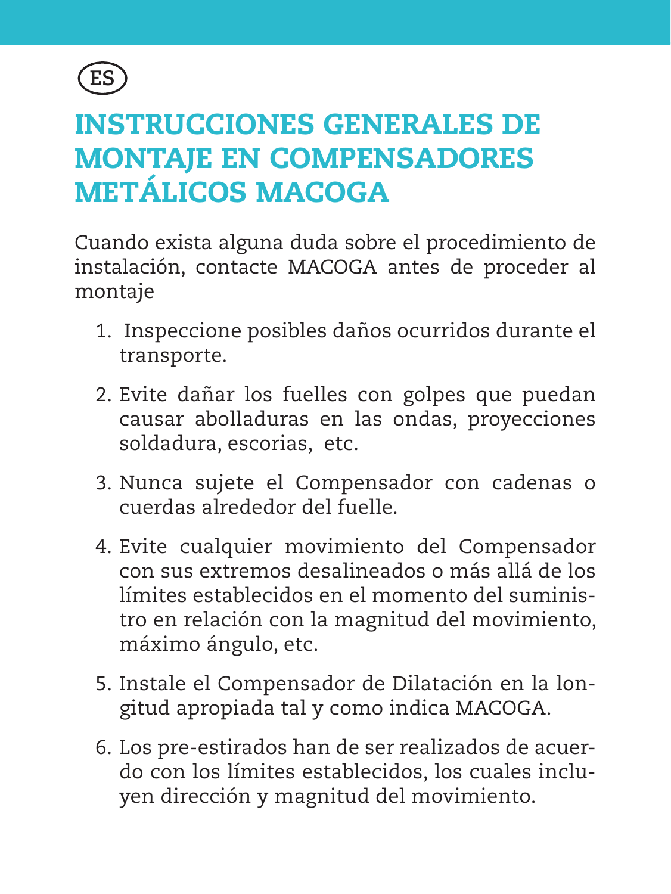ES

# INSTRUCCIONES GENERALES DE MONTAJE EN COMPENSADORES METÁLICOS MACOGA

Cuando exista alguna duda sobre el procedimiento de instalación, contacte MACOGA antes de proceder al montaje

1. Inspeccione posibles daños ocurridos durante el transporte.
2. Evite dañar los fuelles con golpes que puedan causar abolladuras en las ondas, proyecciones soldadura, escorias, etc.
3. Nunca sujete el Compensador con cadenas o cuerdas alrededor del fuelle.
4. Evite cualquier movimiento del Compensador con sus extremos desalineados o más allá de los límites establecidos en el momento del suministro en relación con la magnitud del movimiento, máximo ángulo, etc.
5. Instale el Compensador de Dilatación en la longitud apropiada tal y como indica MACOGA.
6. Los pre-estirados han de ser realizados de acuerdo con los límites establecidos, los cuales incluyen dirección y magnitud del movimiento.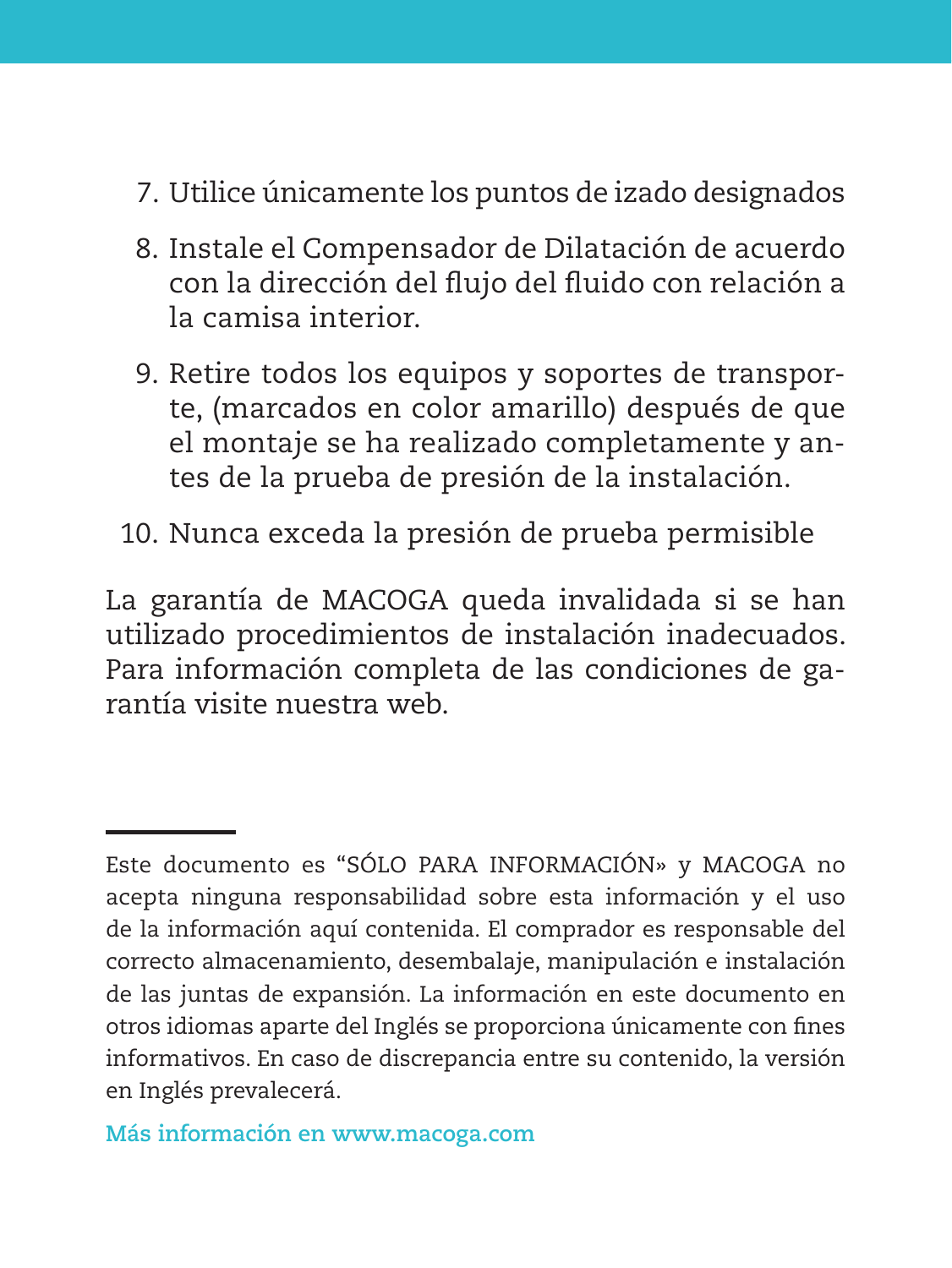7. Utilice únicamente los puntos de izado designados

8. Instale el Compensador de Dilatación de acuerdo con la dirección del flujo del fluido con relación a la camisa interior.

9. Retire todos los equipos y soportes de transporte, (marcados en color amarillo) después de que el montaje se ha realizado completamente y antes de la prueba de presión de la instalación.

10. Nunca exceda la presión de prueba permisible

La garantía de MACOGA queda invalidada si se han utilizado procedimientos de instalación inadecuados. Para información completa de las condiciones de garantía visite nuestra web.

---

Este documento es “SÓLO PARA INFORMACIÓN» y MACOGA no acepta ninguna responsabilidad sobre esta información y el uso de la información aquí contenida. El comprador es responsable del correcto almacenamiento, desembalaje, manipulación e instalación de las juntas de expansión. La información en este documento en otros idiomas aparte del Inglés se proporciona únicamente con fines informativos. En caso de discrepancia entre su contenido, la versión en Inglés prevalecerá.

**Más información en www.macoga.com**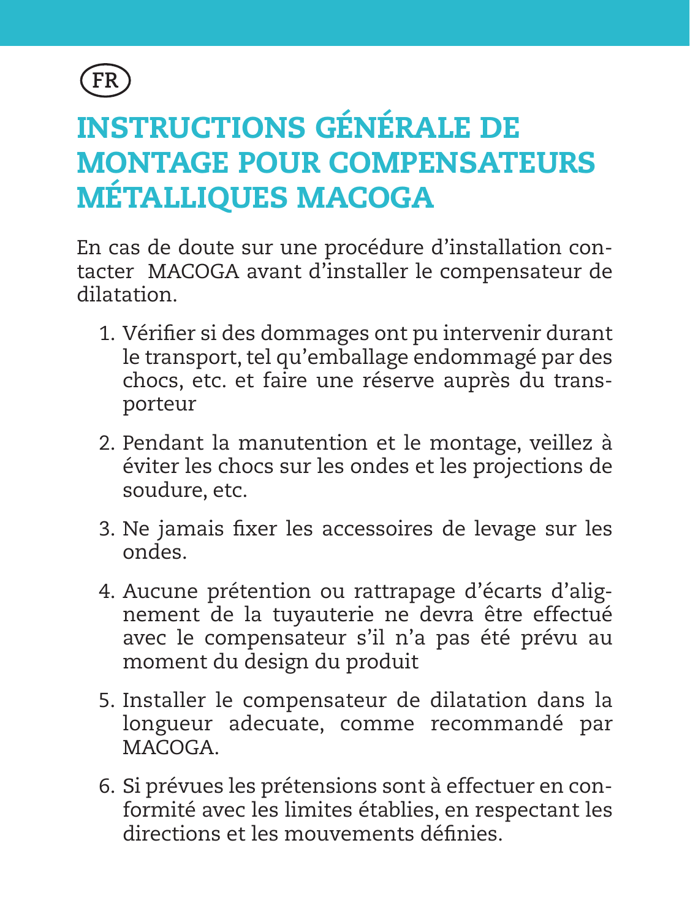FR

# INSTRUCTIONS GÉNÉRALE DE MONTAGE POUR COMPENSATEURS MÉTALLIQUES MACOGA

En cas de doute sur une procédure d'installation contacter MACOGA avant d'installer le compensateur de dilatation.

1. Vérifier si des dommages ont pu intervenir durant le transport, tel qu'emballage endommagé par des chocs, etc. et faire une réserve auprès du transporteur
2. Pendant la manutention et le montage, veillez à éviter les chocs sur les ondes et les projections de soudure, etc.
3. Ne jamais fixer les accessoires de levage sur les ondes.
4. Aucune prétention ou rattrapage d'écarts d'alignement de la tuyauterie ne devra être effectué avec le compensateur s'il n'a pas été prévu au moment du design du produit
5. Installer le compensateur de dilatation dans la longueur adecuate, comme recommandé par MACOGA.
6. Si prévues les prétensions sont à effectuer en conformité avec les limites établies, en respectant les directions et les mouvements définies.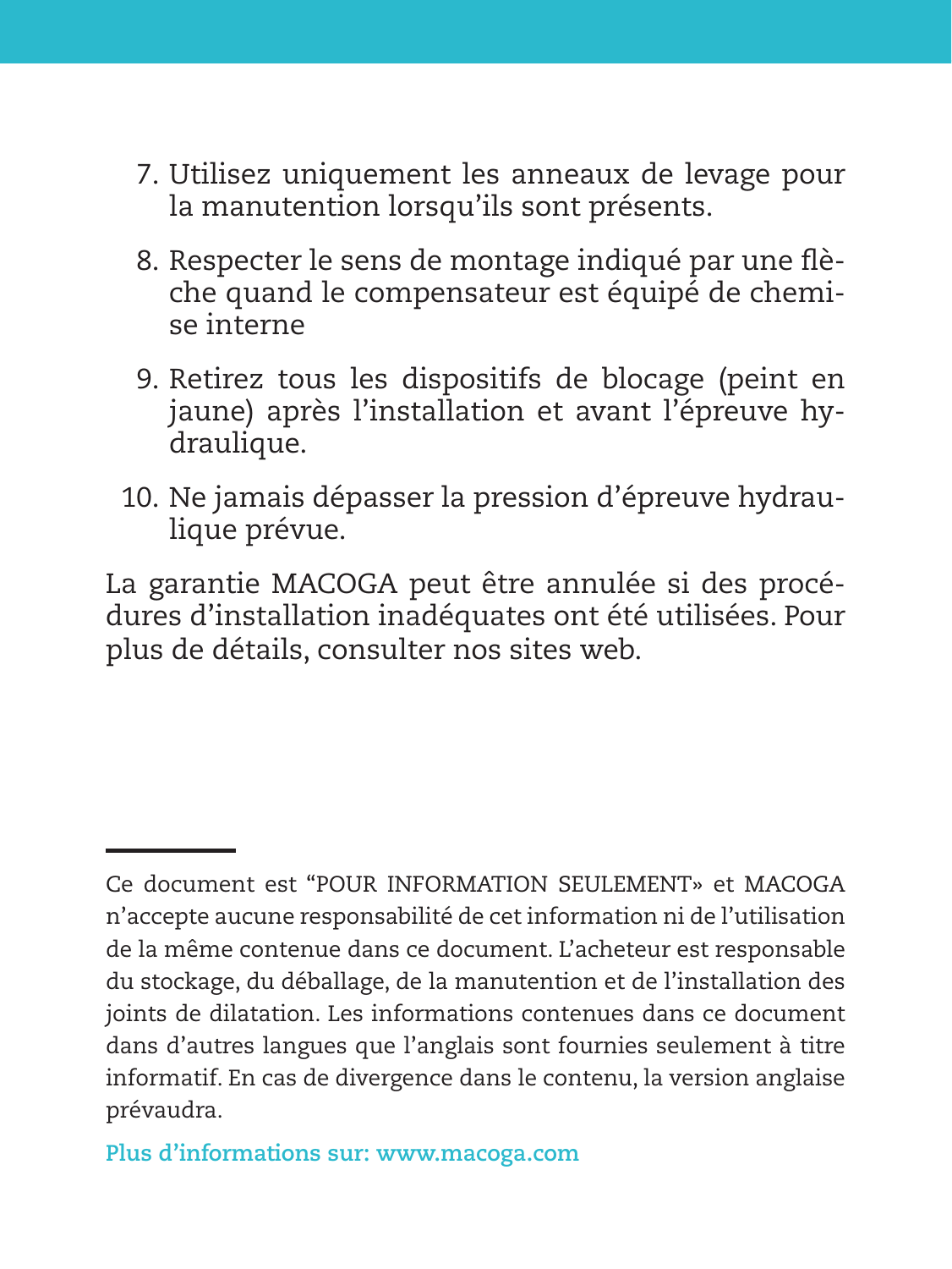7. Utilisez uniquement les anneaux de levage pour la manutention lorsqu'ils sont présents.
8. Respecter le sens de montage indiqué par une flèche quand le compensateur est équipé de chemise interne
9. Retirez tous les dispositifs de blocage (peint en jaune) après l'installation et avant l'épreuve hydraulique.
10. Ne jamais dépasser la pression d'épreuve hydraulique prévue.

La garantie MACOGA peut être annulée si des procédures d'installation inadéquates ont été utilisées. Pour plus de détails, consulter nos sites web.

---

Ce document est "POUR INFORMATION SEULEMENT» et MACOGA n'accepte aucune responsabilité de cet information ni de l'utilisation de la même contenue dans ce document. L'acheteur est responsable du stockage, du déballage, de la manutention et de l'installation des joints de dilatation. Les informations contenues dans ce document dans d'autres langues que l'anglais sont fournies seulement à titre informatif. En cas de divergence dans le contenu, la version anglaise prévaudra.

**Plus d'informations sur: www.macoga.com**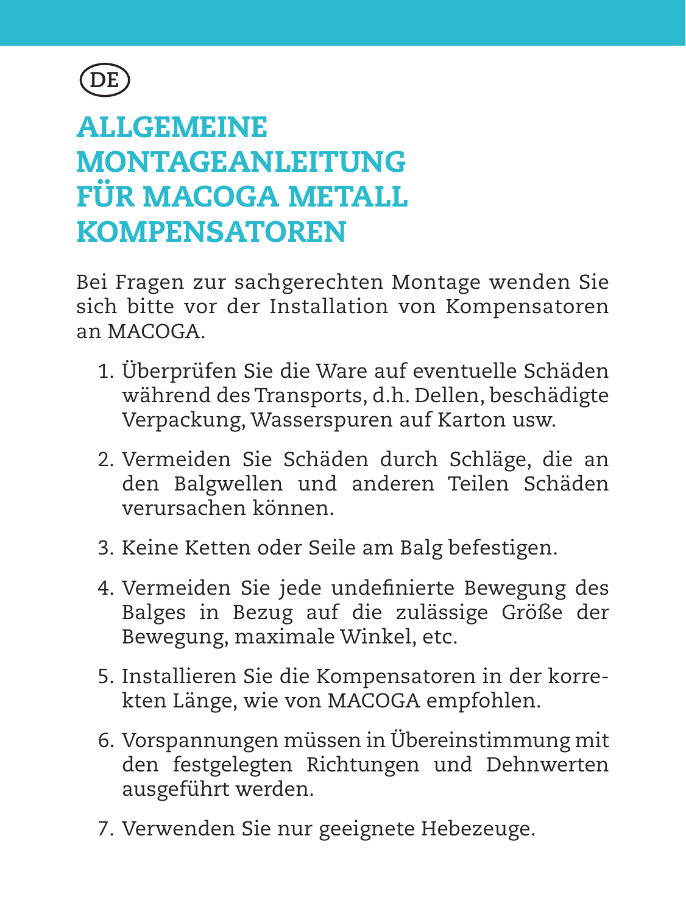(DE)

# ALLGEMEINE MONTAGEANLEITUNG FÜR MACOGA METALL KOMPENSATOREN

Bei Fragen zur sachgerechten Montage wenden Sie sich bitte vor der Installation von Kompensatoren an MACOGA.

1. Überprüfen Sie die Ware auf eventuelle Schäden während des Transports, d.h. Dellen, beschädigte Verpackung, Wasserspuren auf Karton usw.
2. Vermeiden Sie Schäden durch Schläge, die an den Balgwellen und anderen Teilen Schäden verursachen können.
3. Keine Ketten oder Seile am Balg befestigen.
4. Vermeiden Sie jede undefinierte Bewegung des Balges in Bezug auf die zulässige Größe der Bewegung, maximale Winkel, etc.
5. Installieren Sie die Kompensatoren in der korrekten Länge, wie von MACOGA empfohlen.
6. Vorspannungen müssen in Übereinstimmung mit den festgelegten Richtungen und Dehnwerten ausgeführt werden.
7. Verwenden Sie nur geeignete Hebezeuge.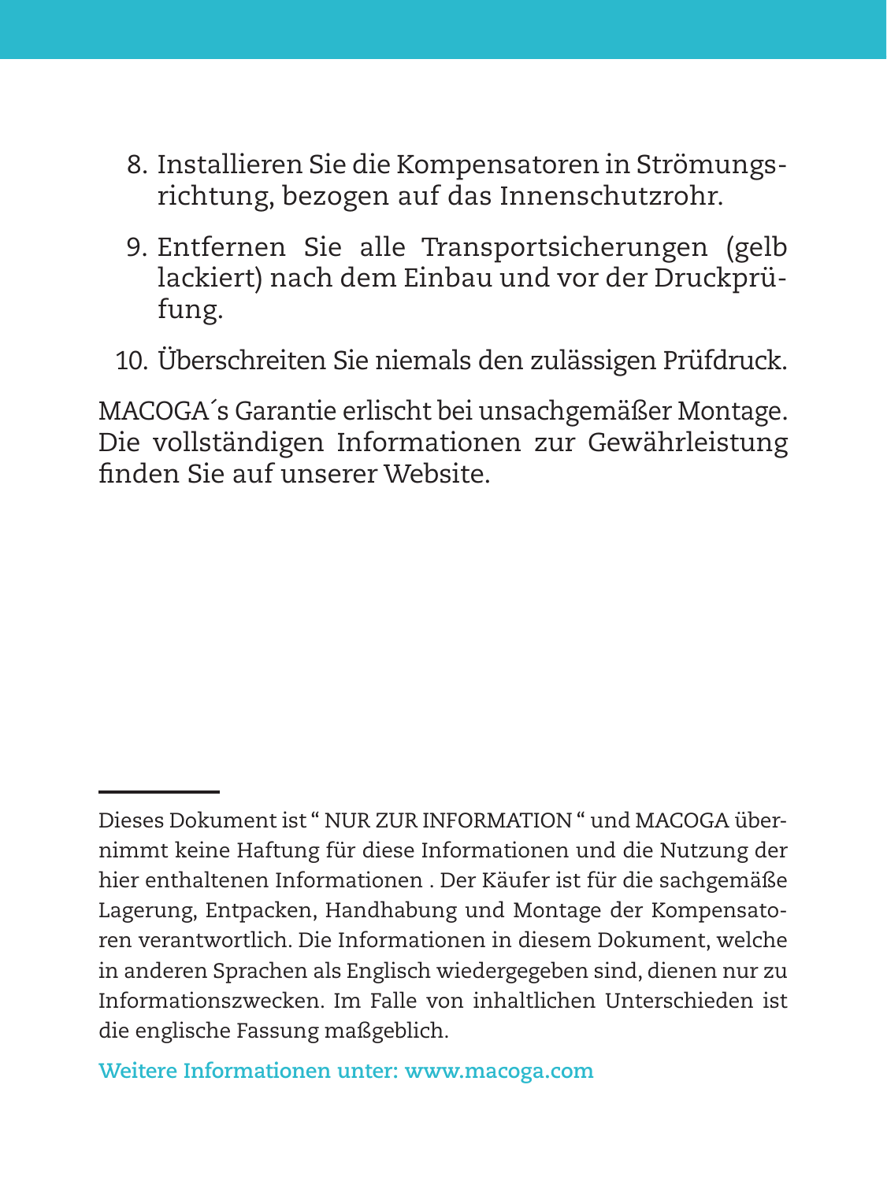8. Installieren Sie die Kompensatoren in Strömungsrichtung, bezogen auf das Innenschutzrohr.
9. Entfernen Sie alle Transportsicherungen (gelb lackiert) nach dem Einbau und vor der Druckprüfung.
10. Überschreiten Sie niemals den zulässigen Prüfdruck.

MACOGA´s Garantie erlischt bei unsachgemäßer Montage. Die vollständigen Informationen zur Gewährleistung finden Sie auf unserer Website.

---

Dieses Dokument ist " NUR ZUR INFORMATION " und MACOGA übernimmt keine Haftung für diese Informationen und die Nutzung der hier enthaltenen Informationen . Der Käufer ist für die sachgemäße Lagerung, Entpacken, Handhabung und Montage der Kompensatoren verantwortlich. Die Informationen in diesem Dokument, welche in anderen Sprachen als Englisch wiedergegeben sind, dienen nur zu Informationszwecken. Im Falle von inhaltlichen Unterschieden ist die englische Fassung maßgeblich.

**Weitere Informationen unter: www.macoga.com**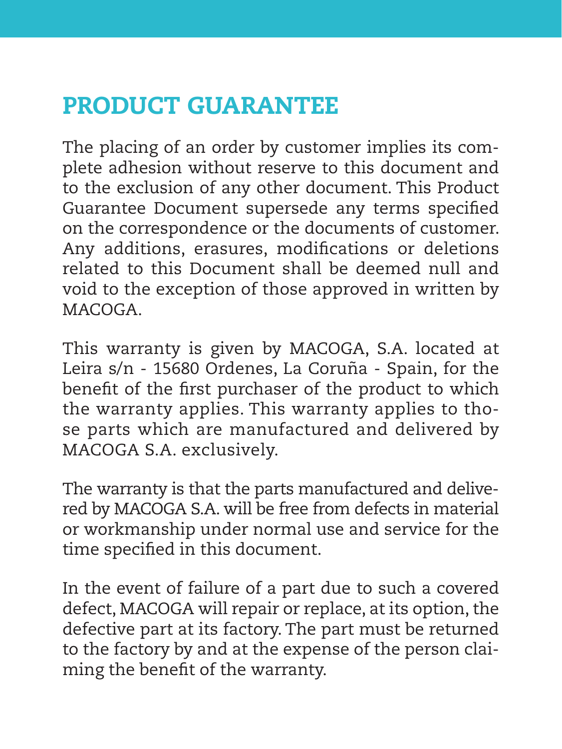# PRODUCT GUARANTEE

The placing of an order by customer implies its complete adhesion without reserve to this document and to the exclusion of any other document. This Product Guarantee Document supersede any terms specified on the correspondence or the documents of customer. Any additions, erasures, modifications or deletions related to this Document shall be deemed null and void to the exception of those approved in written by MACOGA.

This warranty is given by MACOGA, S.A. located at Leira s/n - 15680 Ordenes, La Coruña - Spain, for the benefit of the first purchaser of the product to which the warranty applies. This warranty applies to those parts which are manufactured and delivered by MACOGA S.A. exclusively.

The warranty is that the parts manufactured and delivered by MACOGA S.A. will be free from defects in material or workmanship under normal use and service for the time specified in this document.

In the event of failure of a part due to such a covered defect, MACOGA will repair or replace, at its option, the defective part at its factory. The part must be returned to the factory by and at the expense of the person claiming the benefit of the warranty.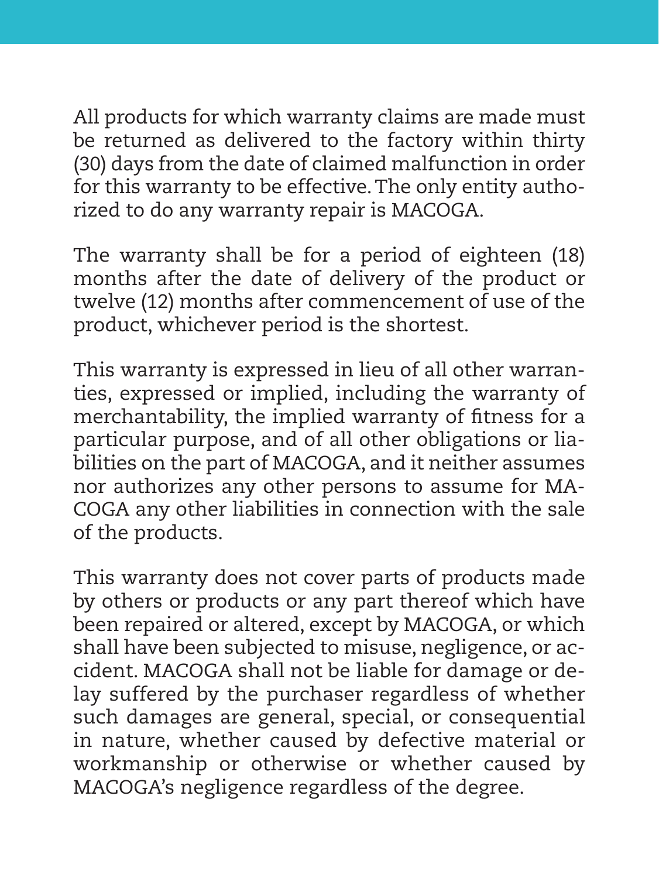All products for which warranty claims are made must be returned as delivered to the factory within thirty (30) days from the date of claimed malfunction in order for this warranty to be effective. The only entity authorized to do any warranty repair is MACOGA.

The warranty shall be for a period of eighteen (18) months after the date of delivery of the product or twelve (12) months after commencement of use of the product, whichever period is the shortest.

This warranty is expressed in lieu of all other warranties, expressed or implied, including the warranty of merchantability, the implied warranty of fitness for a particular purpose, and of all other obligations or liabilities on the part of MACOGA, and it neither assumes nor authorizes any other persons to assume for MACOGA any other liabilities in connection with the sale of the products.

This warranty does not cover parts of products made by others or products or any part thereof which have been repaired or altered, except by MACOGA, or which shall have been subjected to misuse, negligence, or accident. MACOGA shall not be liable for damage or delay suffered by the purchaser regardless of whether such damages are general, special, or consequential in nature, whether caused by defective material or workmanship or otherwise or whether caused by MACOGA's negligence regardless of the degree.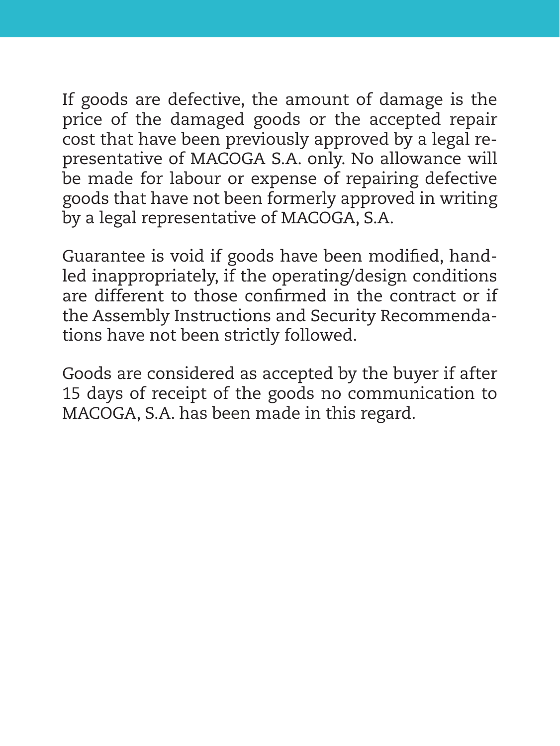If goods are defective, the amount of damage is the price of the damaged goods or the accepted repair cost that have been previously approved by a legal representative of MACOGA S.A. only. No allowance will be made for labour or expense of repairing defective goods that have not been formerly approved in writing by a legal representative of MACOGA, S.A.

Guarantee is void if goods have been modified, handled inappropriately, if the operating/design conditions are different to those confirmed in the contract or if the Assembly Instructions and Security Recommendations have not been strictly followed.

Goods are considered as accepted by the buyer if after 15 days of receipt of the goods no communication to MACOGA, S.A. has been made in this regard.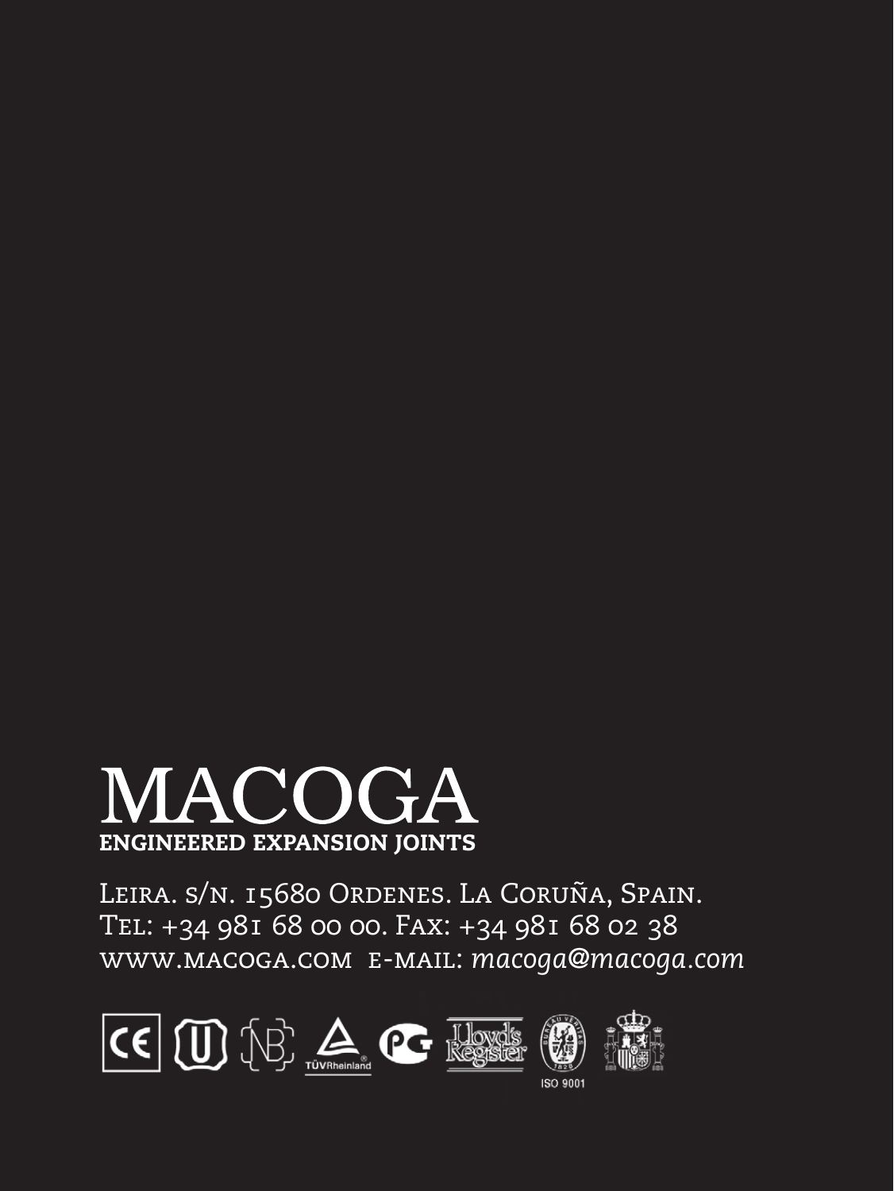# MACOGA

**ENGINEERED EXPANSION JOINTS**

Leira. s/n. 15680 Ordenes. La Coruña, Spain.
Tel: +34 981 68 00 00. Fax: +34 981 68 02 38
www.macoga.com e-mail: *macoga@macoga.com*

TÜVRheinland

ISO 9001